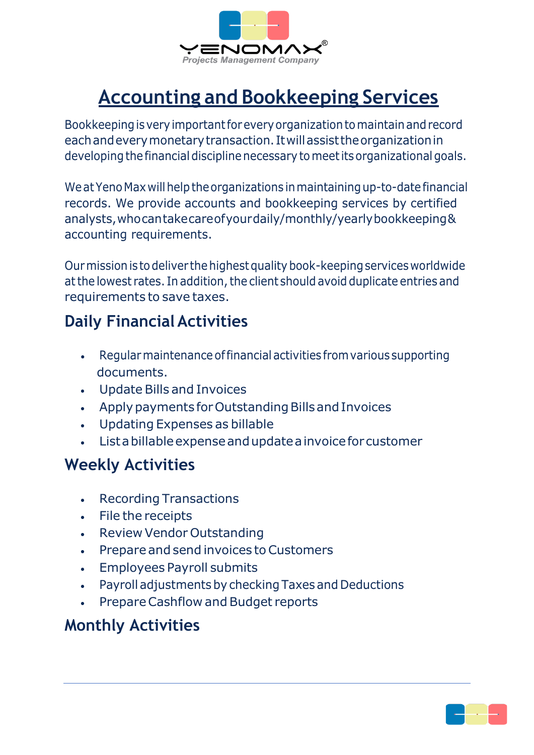# Accounting and Bookkeeping Services

Bookkeeping is very important for every organization to maintain and record each and every monetary transaction. It will assist the organization in developing the financial discipline necessary to meet its organizational goals.

We at Yeno Max will help the organizations in maintaining up-to-date financial records. We provide accounts and bookkeeping services by certified analysts, who can take care of your daily/monthly/yearly bookkeeping & accounting requirements.

Our mission is to deliver the highest quality book-keeping services worldwide at the lowest rates. In addition, the client should avoid duplicate entries and requirements to save taxes.

## Daily Financial Activities

- Regular maintenance of financial activities from various supporting documents.
- Update Bills and Invoices
- Apply payments for Outstanding Bills and Invoices
- Updating Expenses as billable
- List a billable expense and update a invoice for customer

## Weekly Activities

- Recording Transactions
- File the receipts
- Review Vendor Outstanding
- Prepare and send invoices to Customers
- Employees Payroll submits
- Payroll adjustments by checking Taxes and Deductions
- Prepare Cashflow and Budget reports

## Monthly Activities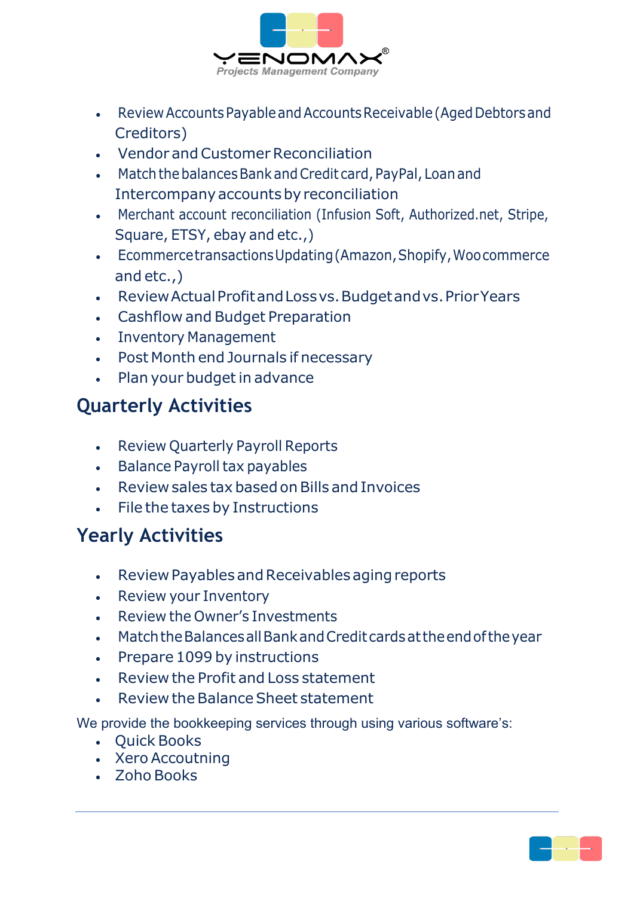- Review Accounts Payable and Accounts Receivable (Aged Debtors and Creditors)
- Vendor and Customer Reconciliation
- Match the balances Bank and Credit card, PayPal, Loan and Intercompany accounts by reconciliation
- Merchant account reconciliation (Infusion Soft, Authorized.net, Stripe, Square, ETSY, ebay and etc.,)
- Ecommerce transactions Updating (Amazon, Shopify, Woo commerce and etc.,)
- Review Actual Profit and Loss vs. Budget and vs. Prior Years
- Cashflow and Budget Preparation
- Inventory Management
- Post Month end Journals if necessary
- Plan your budget in advance

## Quarterly Activities

- Review Quarterly Payroll Reports
- Balance Payroll tax payables
- Review sales tax based on Bills and Invoices
- File the taxes by Instructions

## Yearly Activities

- Review Payables and Receivables aging reports
- Review your Inventory
- Review the Owner's Investments
- Match the Balances all Bank and Credit cards at the end of the year
- Prepare 1099 by instructions
- Review the Profit and Loss statement
- Review the Balance Sheet statement

We provide the bookkeeping services through using various software's:

- Quick Books
- Xero Accoutning
- Zoho Books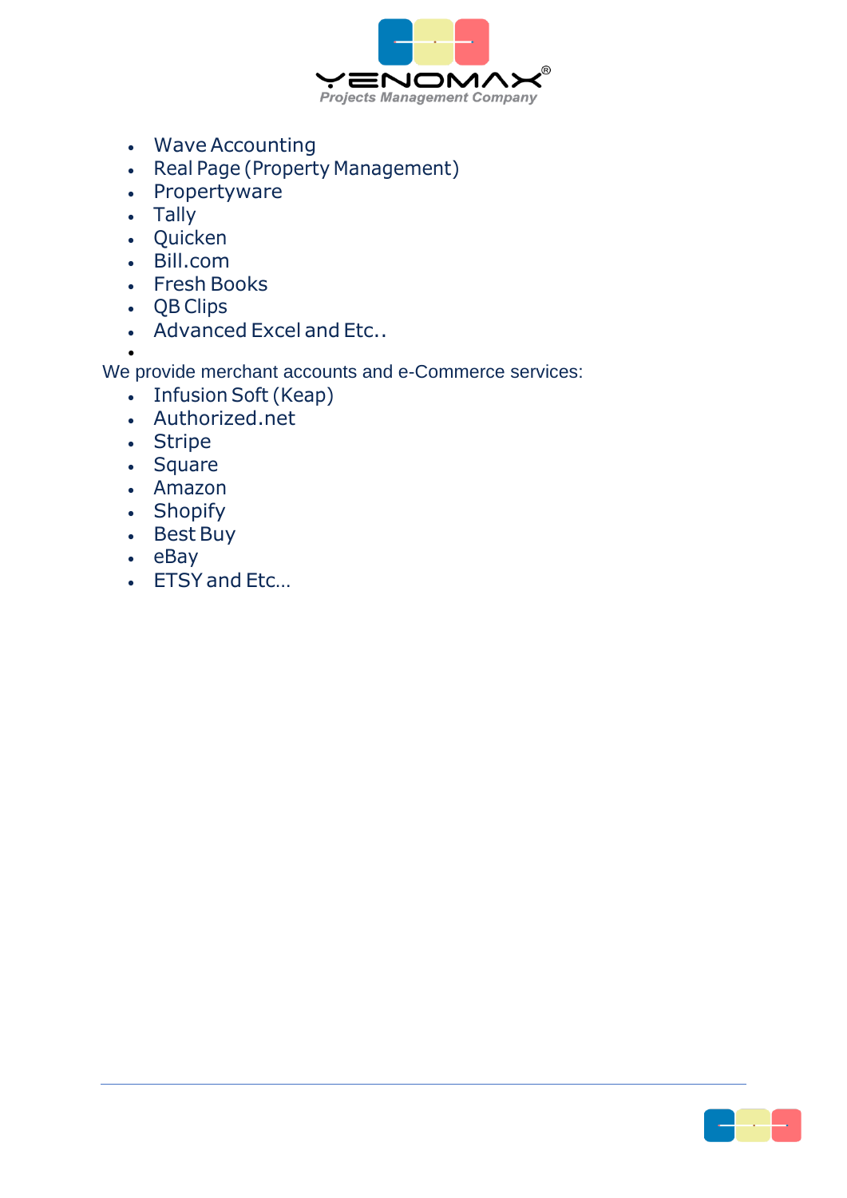- Wave Accounting
- Real Page (Property Management)
- Propertyware
- Tally
- Quicken
- Bill.com
- Fresh Books
- QB Clips
- Advanced Excel and Etc..

We provide merchant accounts and e-Commerce services:

- Infusion Soft (Keap)
- Authorized.net
- Stripe
- Square
- Amazon
- Shopify
- Best Buy
- eBay
- ETSY and Etc...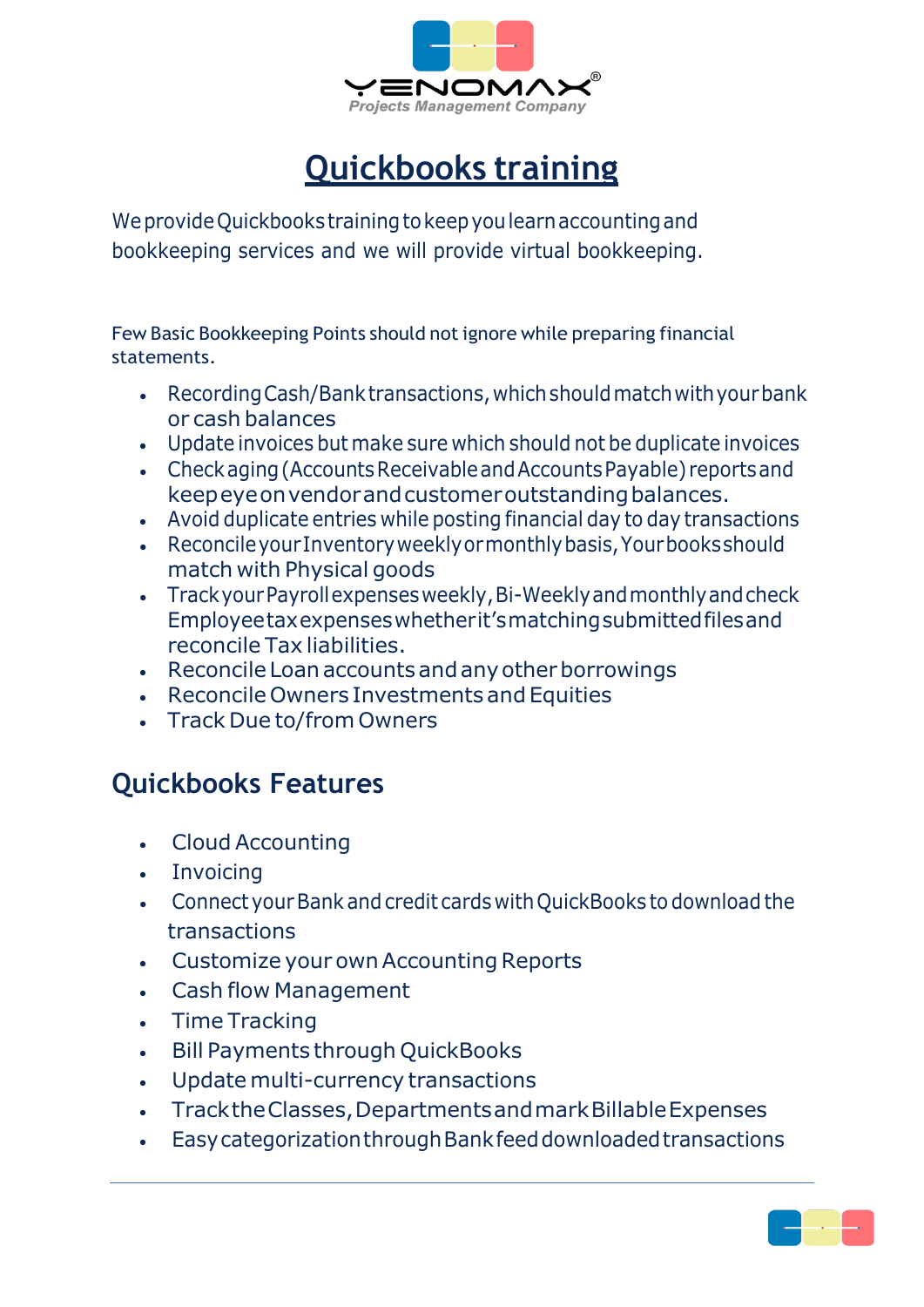# Quickbooks training

We provide Quickbooks training to keep you learn accounting and bookkeeping services and we will provide virtual bookkeeping.

Few Basic Bookkeeping Points should not ignore while preparing financial statements.

- Recording Cash/Bank transactions, which should match with your bank or cash balances
- Update invoices but make sure which should not be duplicate invoices
- Check aging (Accounts Receivable and Accounts Payable) reports and keep eye on vendor and customer outstanding balances.
- Avoid duplicate entries while posting financial day to day transactions
- Reconcile your Inventory weekly or monthly basis, Your books should match with Physical goods
- Track your Payroll expenses weekly, Bi-Weekly and monthly and check Employee tax expenses whether it's matching submitted files and reconcile Tax liabilities.
- Reconcile Loan accounts and any other borrowings
- Reconcile Owners Investments and Equities
- Track Due to/from Owners

## Quickbooks Features

- Cloud Accounting
- Invoicing
- Connect your Bank and credit cards with QuickBooks to download the transactions
- Customize your own Accounting Reports
- Cash flow Management
- Time Tracking
- Bill Payments through QuickBooks
- Update multi-currency transactions
- Track the Classes, Departments and mark Billable Expenses
- Easy categorization through Bank feed downloaded transactions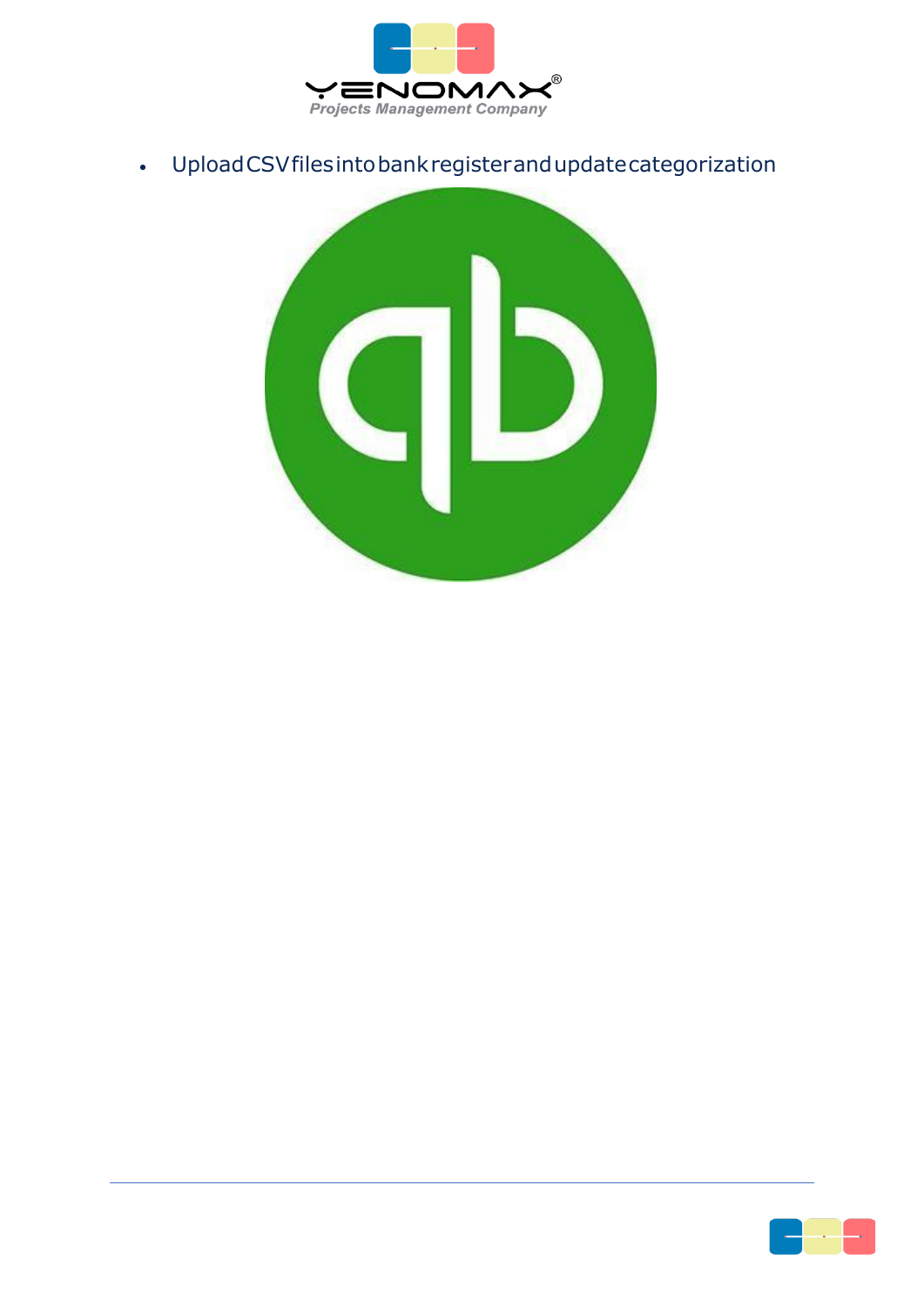- Upload CSV files into bank register and update categorization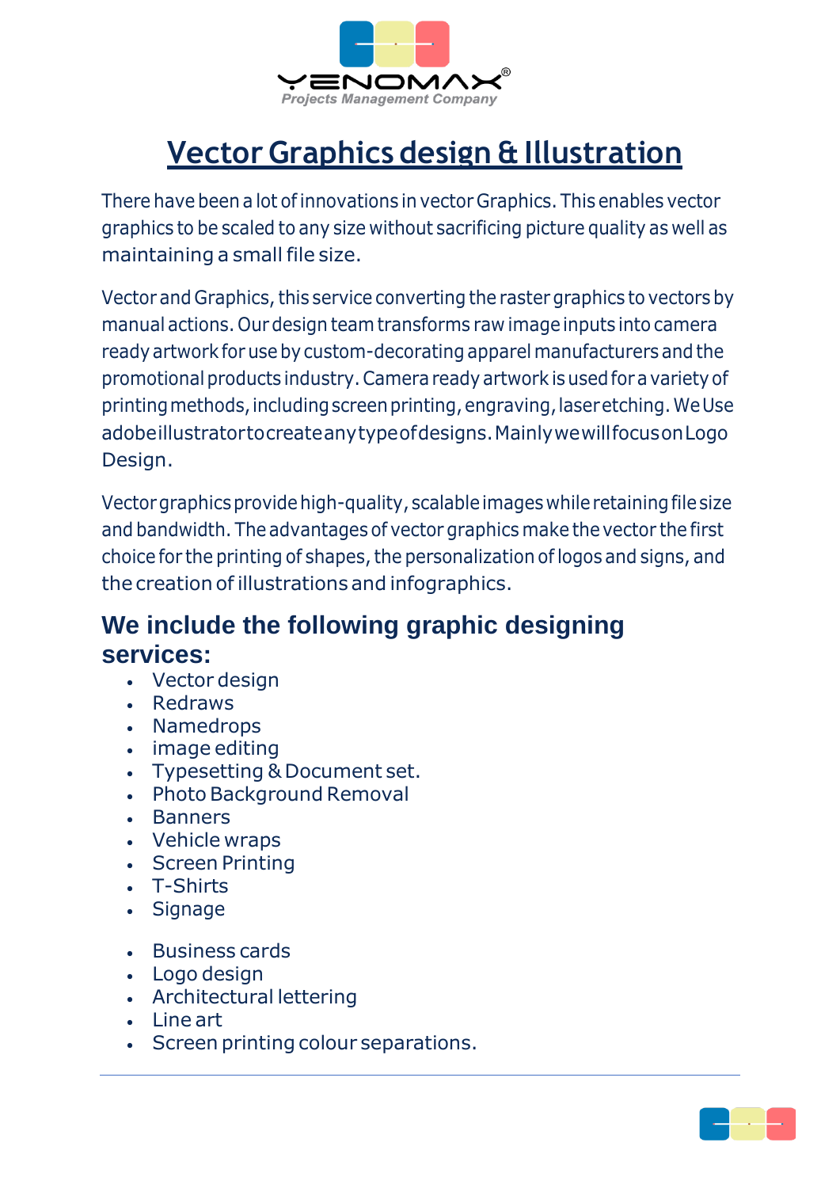# Vector Graphics design & Illustration

There have been a lot of innovations in vector Graphics. This enables vector graphics to be scaled to any size without sacrificing picture quality as well as maintaining a small file size.

Vector and Graphics, this service converting the raster graphics to vectors by manual actions. Our design team transforms raw image inputs into camera ready artwork for use by custom-decorating apparel manufacturers and the promotional products industry. Camera ready artwork is used for a variety of printing methods, including screen printing, engraving, laser etching. We Use adobe illustrator to create any type of designs. Mainly we will focus on Logo Design.

Vector graphics provide high-quality, scalable images while retaining file size and bandwidth. The advantages of vector graphics make the vector the first choice for the printing of shapes, the personalization of logos and signs, and the creation of illustrations and infographics.

## We include the following graphic designing services:

- Vector design
- Redraws
- Namedrops
- image editing
- Typesetting & Document set.
- Photo Background Removal
- Banners
- Vehicle wraps
- Screen Printing
- T-Shirts
- Signage
- Business cards
- Logo design
- Architectural lettering
- Line art
- Screen printing colour separations.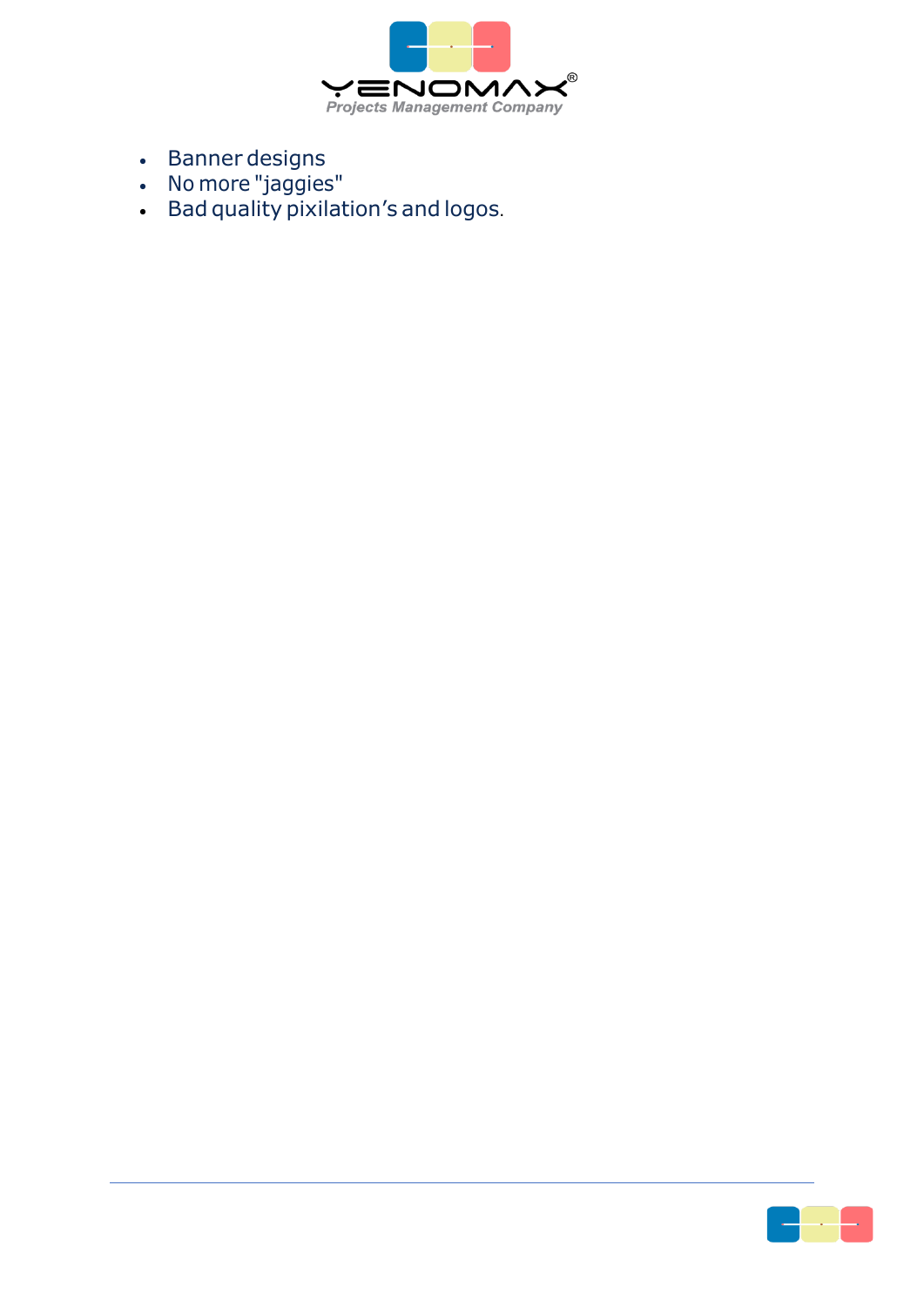- Banner designs
- No more "jaggies"
- Bad quality pixilation’s and logos.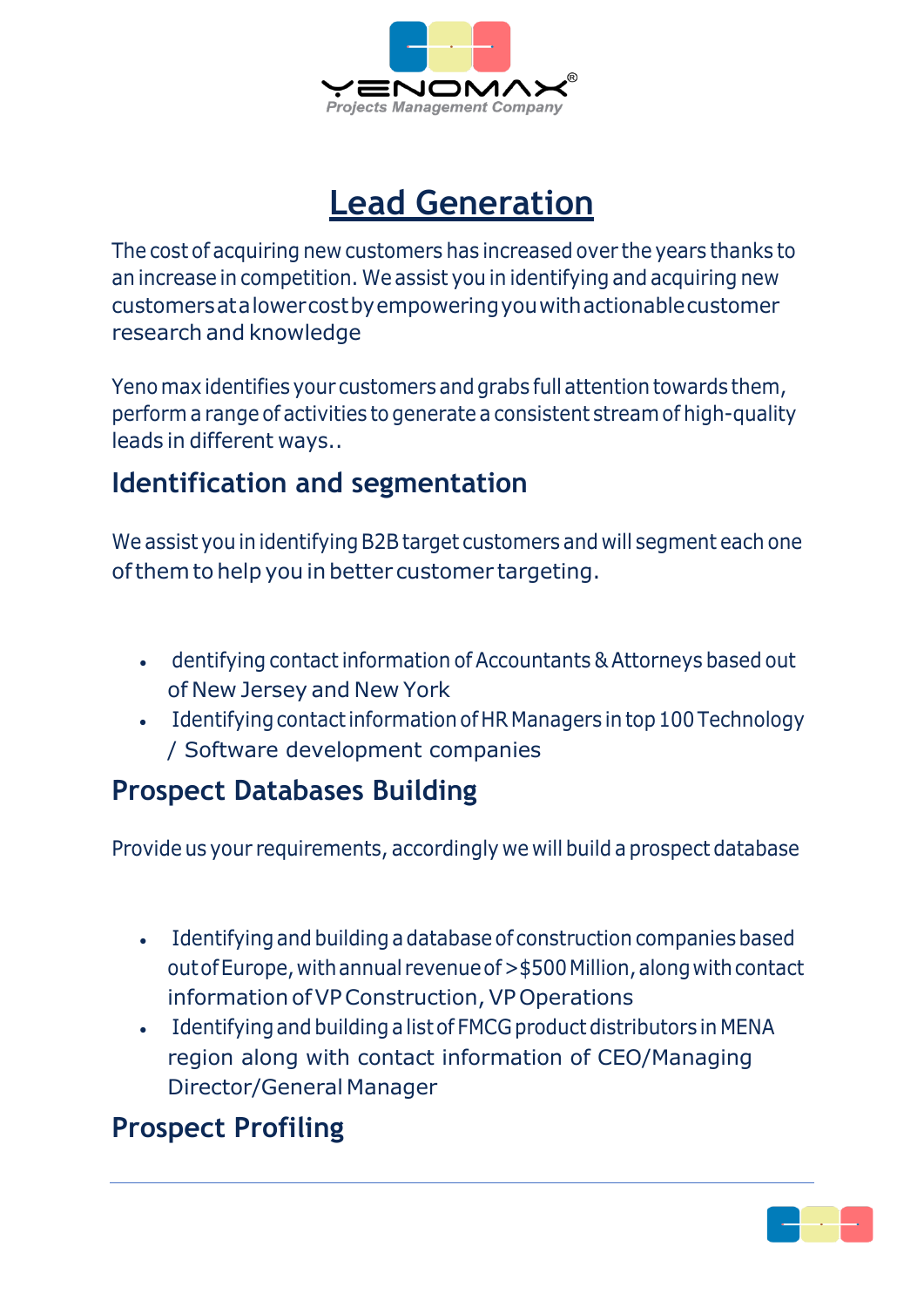# Lead Generation

The cost of acquiring new customers has increased over the years thanks to an increase in competition. We assist you in identifying and acquiring new customers at a lower cost by empowering you with actionable customer research and knowledge

Yeno max identifies your customers and grabs full attention towards them, perform a range of activities to generate a consistent stream of high-quality leads in different ways..

## Identification and segmentation

We assist you in identifying B2B target customers and will segment each one of them to help you in better customer targeting.

- dentifying contact information of Accountants & Attorneys based out of New Jersey and New York
- Identifying contact information of HR Managers in top 100 Technology / Software development companies

## Prospect Databases Building

Provide us your requirements, accordingly we will build a prospect database

- Identifying and building a database of construction companies based out of Europe, with annual revenue of >$500 Million, along with contact information of VP Construction, VP Operations
- Identifying and building a list of FMCG product distributors in MENA region along with contact information of CEO/Managing Director/General Manager

## Prospect Profiling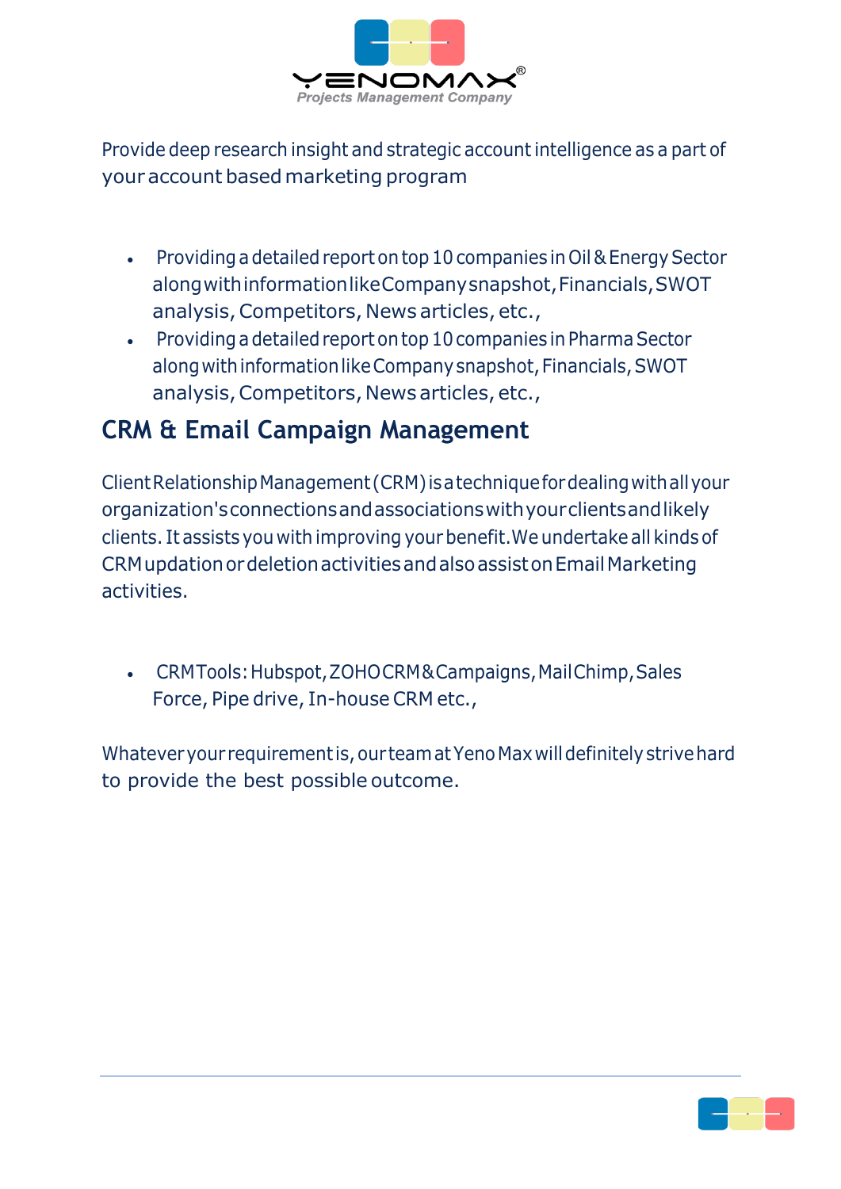Provide deep research insight and strategic account intelligence as a part of your account based marketing program

- Providing a detailed report on top 10 companies in Oil & Energy Sector along with information like Company snapshot, Financials, SWOT analysis, Competitors, News articles, etc.,
- Providing a detailed report on top 10 companies in Pharma Sector along with information like Company snapshot, Financials, SWOT analysis, Competitors, News articles, etc.,

## CRM & Email Campaign Management

Client Relationship Management (CRM) is a technique for dealing with all your organization's connections and associations with your clients and likely clients. It assists you with improving your benefit. We undertake all kinds of CRM updation or deletion activities and also assist on Email Marketing activities.

- CRM Tools: Hubspot, ZOHO CRM & Campaigns, Mail Chimp, Sales Force, Pipe drive, In-house CRM etc.,

Whatever your requirement is, our team at Yeno Max will definitely strive hard to provide the best possible outcome.